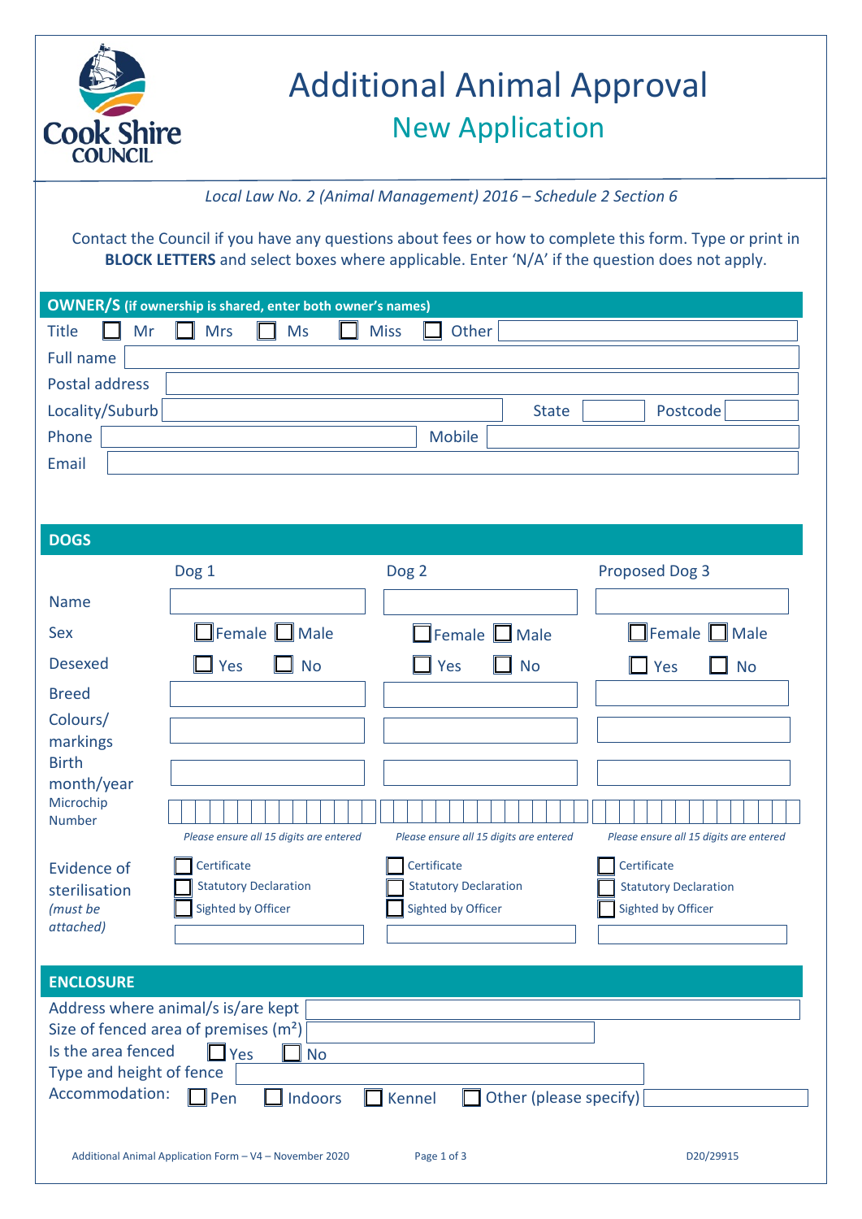Cook Shire COUNCIL

# Additional Animal Approval

## New Application

*Local Law No. 2 (Animal Management) 2016 – Schedule 2 Section 6*

Contact the Council if you have any questions about fees or how to complete this form. Type or print in **BLOCK LETTERS** and select boxes where applicable. Enter 'N/A' if the question does not apply.

## OWNER/S (if ownership is shared, enter both owner's names)

Title ☐ Mr ☐ Mrs ☐ Ms ☐ Miss ☐ Other

Full name

Postal address

Locality/Suburb State Postcode

Phone Mobile

Email

## DOGS

| | Dog 1 | Dog 2 | Proposed Dog 3 |
|---|---|---|---|
| Name | | | |
| Sex | ☐ Female ☐ Male | ☐ Female ☐ Male | ☐ Female ☐ Male |
| Desexed | ☐ Yes ☐ No | ☐ Yes ☐ No | ☐ Yes ☐ No |
| Breed | | | |
| Colours/ markings | | | |
| Birth month/year | | | |
| Microchip Number | *Please ensure all 15 digits are entered* | *Please ensure all 15 digits are entered* | *Please ensure all 15 digits are entered* |
| Evidence of sterilisation *(must be attached)* | ☐ Certificate<br>☐ Statutory Declaration<br>☐ Sighted by Officer | ☐ Certificate<br>☐ Statutory Declaration<br>☐ Sighted by Officer | ☐ Certificate<br>☐ Statutory Declaration<br>☐ Sighted by Officer |

## ENCLOSURE

Address where animal/s is/are kept

Size of fenced area of premises ($m^2$)

Is the area fenced ☐ Yes ☐ No

Type and height of fence

Accommodation: ☐ Pen ☐ Indoors ☐ Kennel ☐ Other (please specify)

Additional Animal Application Form – V4 – November 2020 D20/29915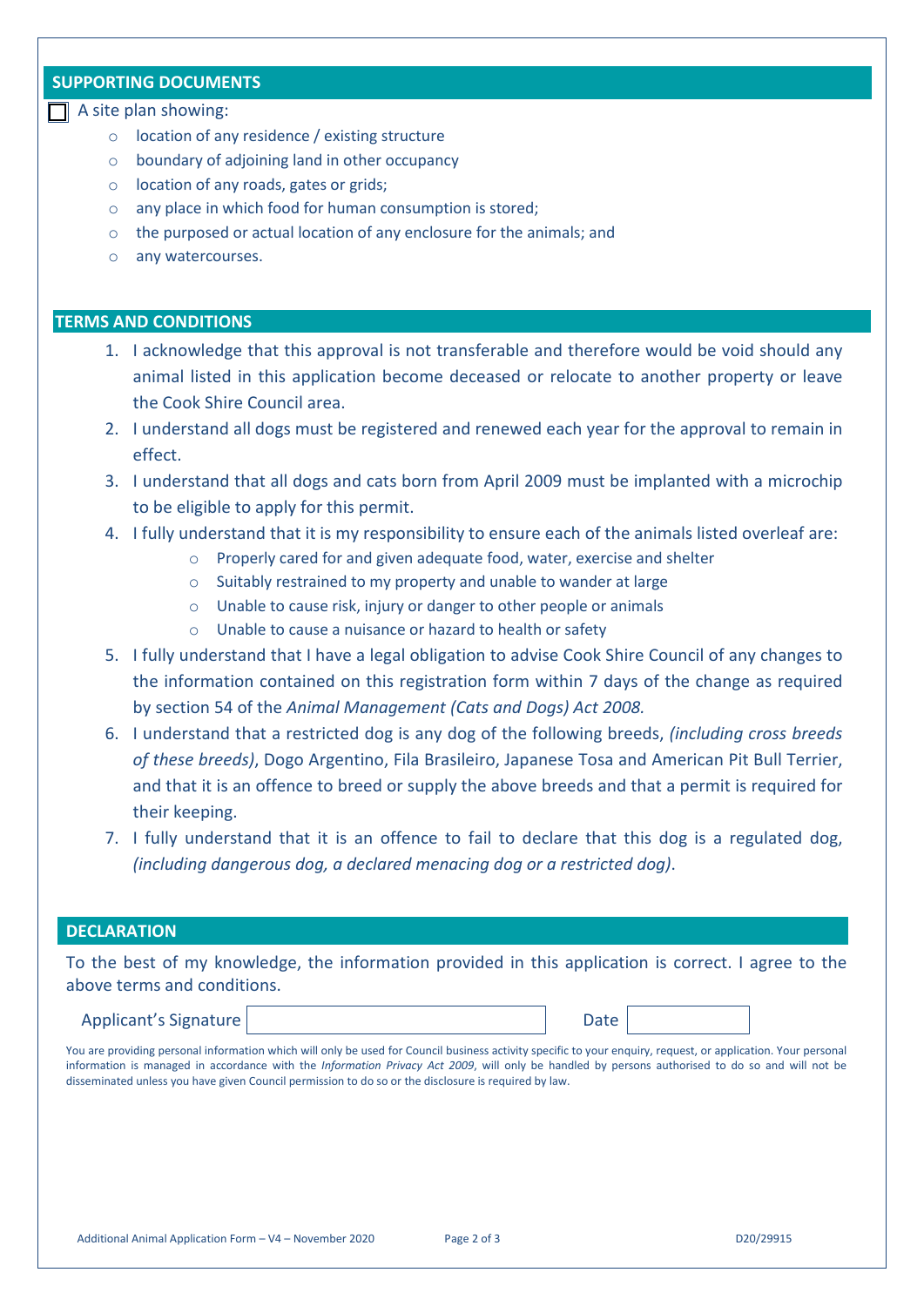## SUPPORTING DOCUMENTS

☐ A site plan showing:

- location of any residence / existing structure
- boundary of adjoining land in other occupancy
- location of any roads, gates or grids;
- any place in which food for human consumption is stored;
- the purposed or actual location of any enclosure for the animals; and
- any watercourses.

## TERMS AND CONDITIONS

1. I acknowledge that this approval is not transferable and therefore would be void should any animal listed in this application become deceased or relocate to another property or leave the Cook Shire Council area.
2. I understand all dogs must be registered and renewed each year for the approval to remain in effect.
3. I understand that all dogs and cats born from April 2009 must be implanted with a microchip to be eligible to apply for this permit.
4. I fully understand that it is my responsibility to ensure each of the animals listed overleaf are:
   - Properly cared for and given adequate food, water, exercise and shelter
   - Suitably restrained to my property and unable to wander at large
   - Unable to cause risk, injury or danger to other people or animals
   - Unable to cause a nuisance or hazard to health or safety
5. I fully understand that I have a legal obligation to advise Cook Shire Council of any changes to the information contained on this registration form within 7 days of the change as required by section 54 of the *Animal Management (Cats and Dogs) Act 2008.*
6. I understand that a restricted dog is any dog of the following breeds, *(including cross breeds of these breeds)*, Dogo Argentino, Fila Brasileiro, Japanese Tosa and American Pit Bull Terrier, and that it is an offence to breed or supply the above breeds and that a permit is required for their keeping.
7. I fully understand that it is an offence to fail to declare that this dog is a regulated dog, *(including dangerous dog, a declared menacing dog or a restricted dog)*.

## DECLARATION

To the best of my knowledge, the information provided in this application is correct. I agree to the above terms and conditions.

Applicant's Signature ____________________ Date __________

You are providing personal information which will only be used for Council business activity specific to your enquiry, request, or application. Your personal information is managed in accordance with the *Information Privacy Act 2009*, will only be handled by persons authorised to do so and will not be disseminated unless you have given Council permission to do so or the disclosure is required by law.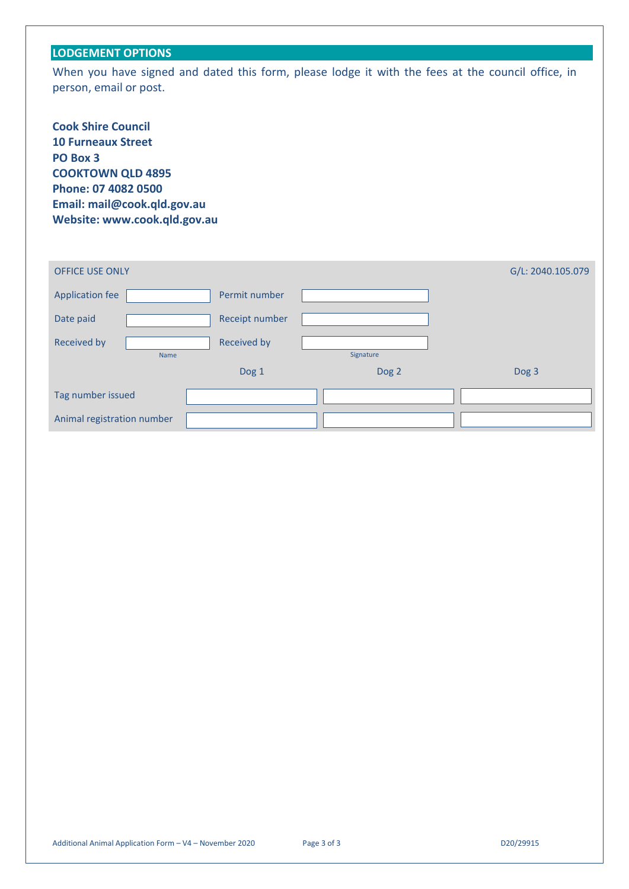## LODGEMENT OPTIONS

When you have signed and dated this form, please lodge it with the fees at the council office, in person, email or post.

**Cook Shire Council**
**10 Furneaux Street**
**PO Box 3**
**COOKTOWN QLD 4895**
**Phone: 07 4082 0500**
**Email: mail@cook.qld.gov.au**
**Website: www.cook.qld.gov.au**

OFFICE USE ONLY — G/L: 2040.105.079

| | | | |
|---|---|---|---|
| Application fee | | Permit number | |
| Date paid | | Receipt number | |
| Received by | Name | Received by | Signature |

| | Dog 1 | Dog 2 | Dog 3 |
|---|---|---|---|
| Tag number issued | | | |
| Animal registration number | | | |